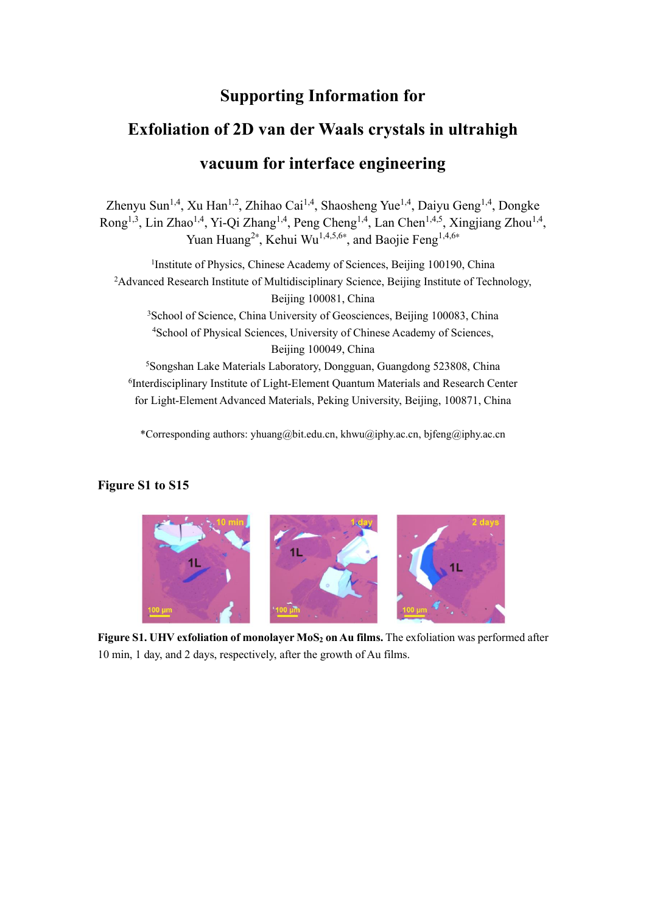# Supporting Information for

# Exfoliation of 2D van der Waals crystals in ultrahigh vacuum for interface engineering

Zhenyu Sun[1,4], Xu Han[1,2], Zhihao Cai[1,4], Shaosheng Yue[1,4], Daiyu Geng[1,4], Dongke Rong[1,3], Lin Zhao[1,4], Yi-Qi Zhang[1,4], Peng Cheng[1,4], Lan Chen[1,4,5], Xingjiang Zhou[1,4], Yuan Huang[2*], Kehui Wu[1,4,5,6*], and Baojie Feng[1,4,6*]

[1]Institute of Physics, Chinese Academy of Sciences, Beijing 100190, China
[2]Advanced Research Institute of Multidisciplinary Science, Beijing Institute of Technology, Beijing 100081, China
[3]School of Science, China University of Geosciences, Beijing 100083, China
[4]School of Physical Sciences, University of Chinese Academy of Sciences, Beijing 100049, China
[5]Songshan Lake Materials Laboratory, Dongguan, Guangdong 523808, China
[6]Interdisciplinary Institute of Light-Element Quantum Materials and Research Center for Light-Element Advanced Materials, Peking University, Beijing, 100871, China

*Corresponding authors: yhuang@bit.edu.cn, khwu@iphy.ac.cn, bjfeng@iphy.ac.cn

**Figure S1 to S15**

**Figure S1. UHV exfoliation of monolayer $MoS_2$ on Au films.** The exfoliation was performed after 10 min, 1 day, and 2 days, respectively, after the growth of Au films.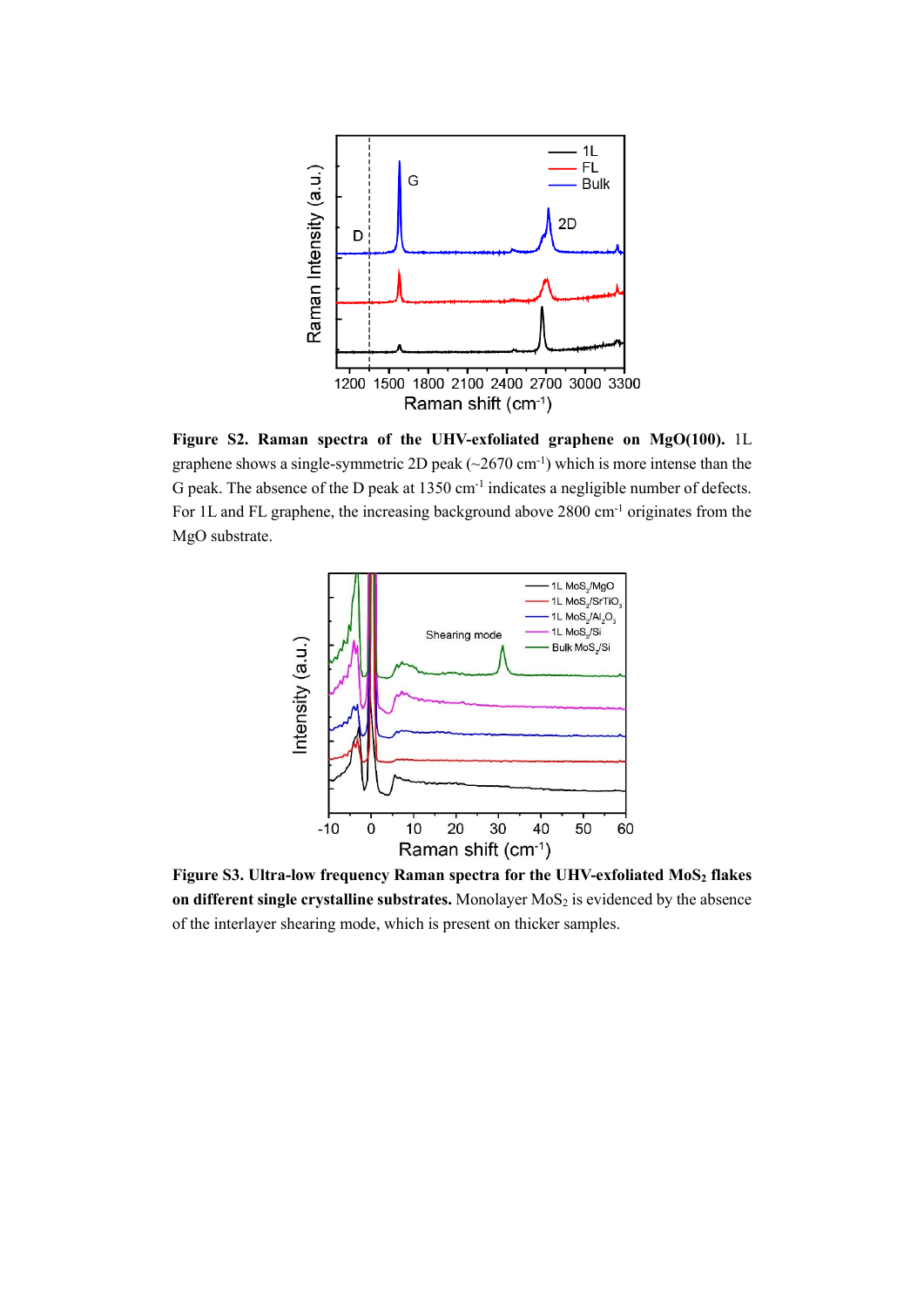**Figure S2. Raman spectra of the UHV-exfoliated graphene on MgO(100).** 1L graphene shows a single-symmetric 2D peak (~2670 $cm^{-1}$) which is more intense than the G peak. The absence of the D peak at 1350 $cm^{-1}$ indicates a negligible number of defects. For 1L and FL graphene, the increasing background above 2800 $cm^{-1}$ originates from the MgO substrate.

**Figure S3. Ultra-low frequency Raman spectra for the UHV-exfoliated $MoS_2$ flakes on different single crystalline substrates.** Monolayer $MoS_2$ is evidenced by the absence of the interlayer shearing mode, which is present on thicker samples.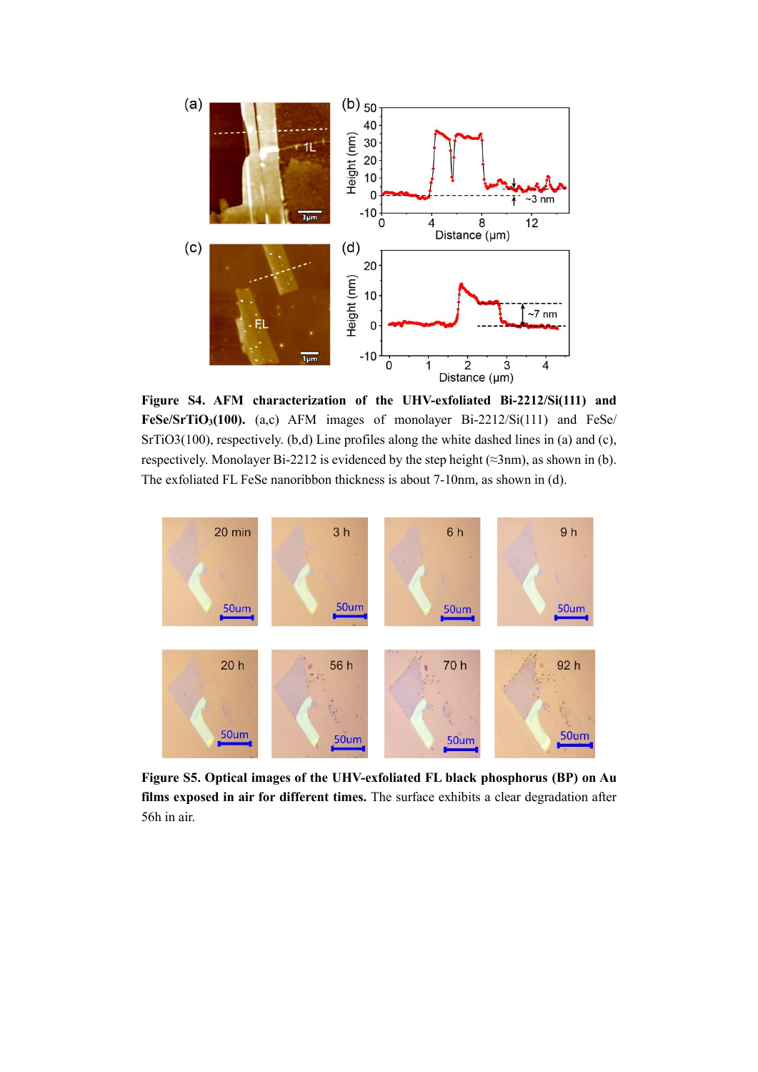**Figure S4. AFM characterization of the UHV-exfoliated Bi-2212/Si(111) and FeSe/$SrTiO_3$(100).** (a,c) AFM images of monolayer Bi-2212/Si(111) and FeSe/SrTiO3(100), respectively. (b,d) Line profiles along the white dashed lines in (a) and (c), respectively. Monolayer Bi-2212 is evidenced by the step height (≈3nm), as shown in (b). The exfoliated FL FeSe nanoribbon thickness is about 7-10nm, as shown in (d).

**Figure S5. Optical images of the UHV-exfoliated FL black phosphorus (BP) on Au films exposed in air for different times.** The surface exhibits a clear degradation after 56h in air.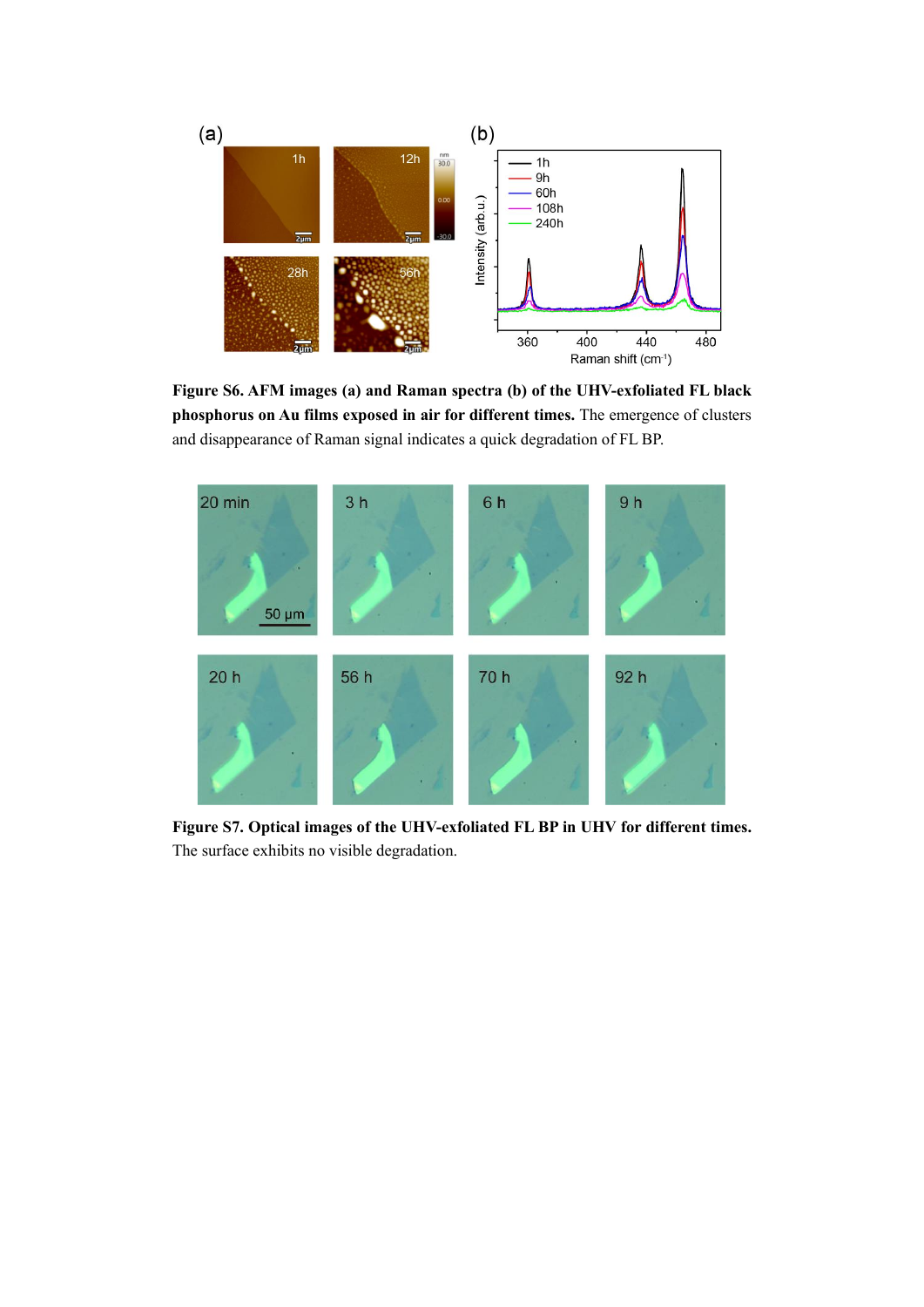**Figure S6. AFM images (a) and Raman spectra (b) of the UHV-exfoliated FL black phosphorus on Au films exposed in air for different times.** The emergence of clusters and disappearance of Raman signal indicates a quick degradation of FL BP.

**Figure S7. Optical images of the UHV-exfoliated FL BP in UHV for different times.** The surface exhibits no visible degradation.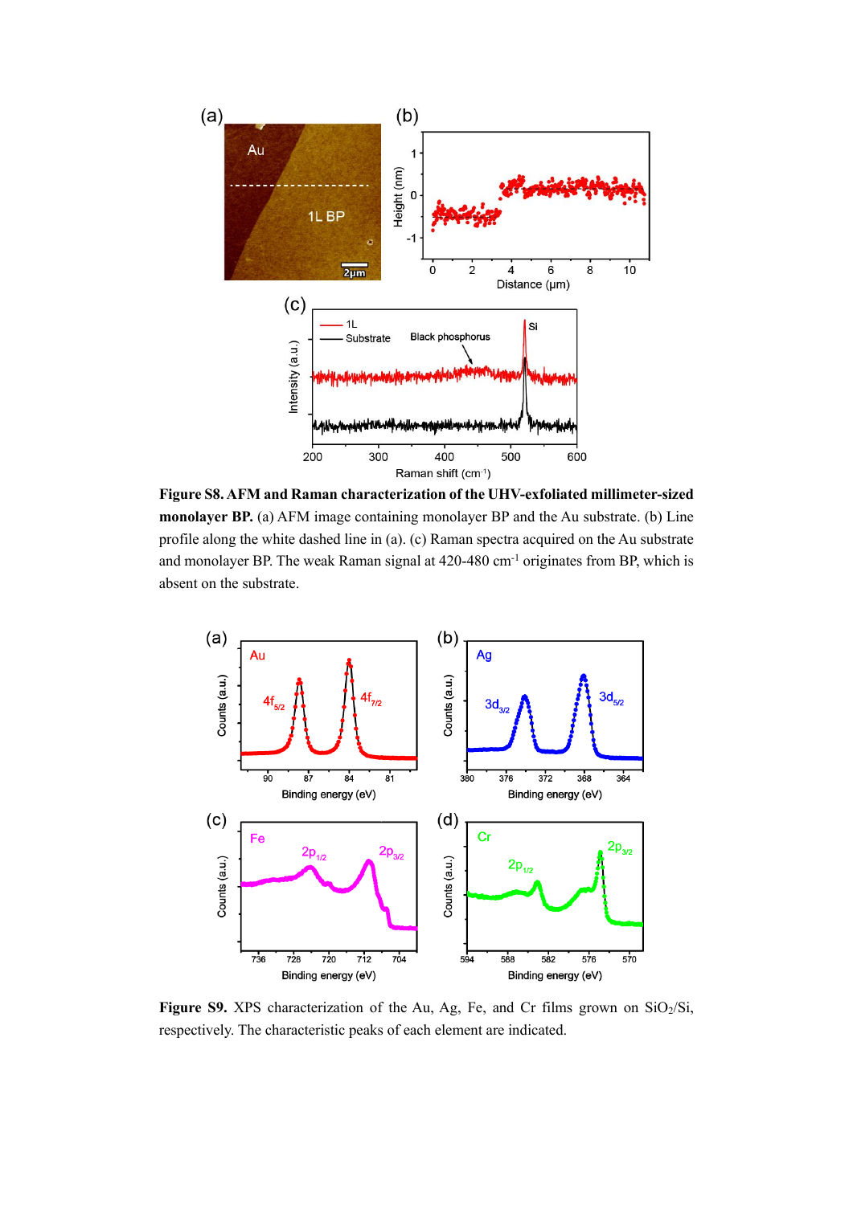**Figure S8. AFM and Raman characterization of the UHV-exfoliated millimeter-sized monolayer BP.** (a) AFM image containing monolayer BP and the Au substrate. (b) Line profile along the white dashed line in (a). (c) Raman spectra acquired on the Au substrate and monolayer BP. The weak Raman signal at 420-480 $cm^{-1}$ originates from BP, which is absent on the substrate.

**Figure S9.** XPS characterization of the Au, Ag, Fe, and Cr films grown on $SiO_2$/Si, respectively. The characteristic peaks of each element are indicated.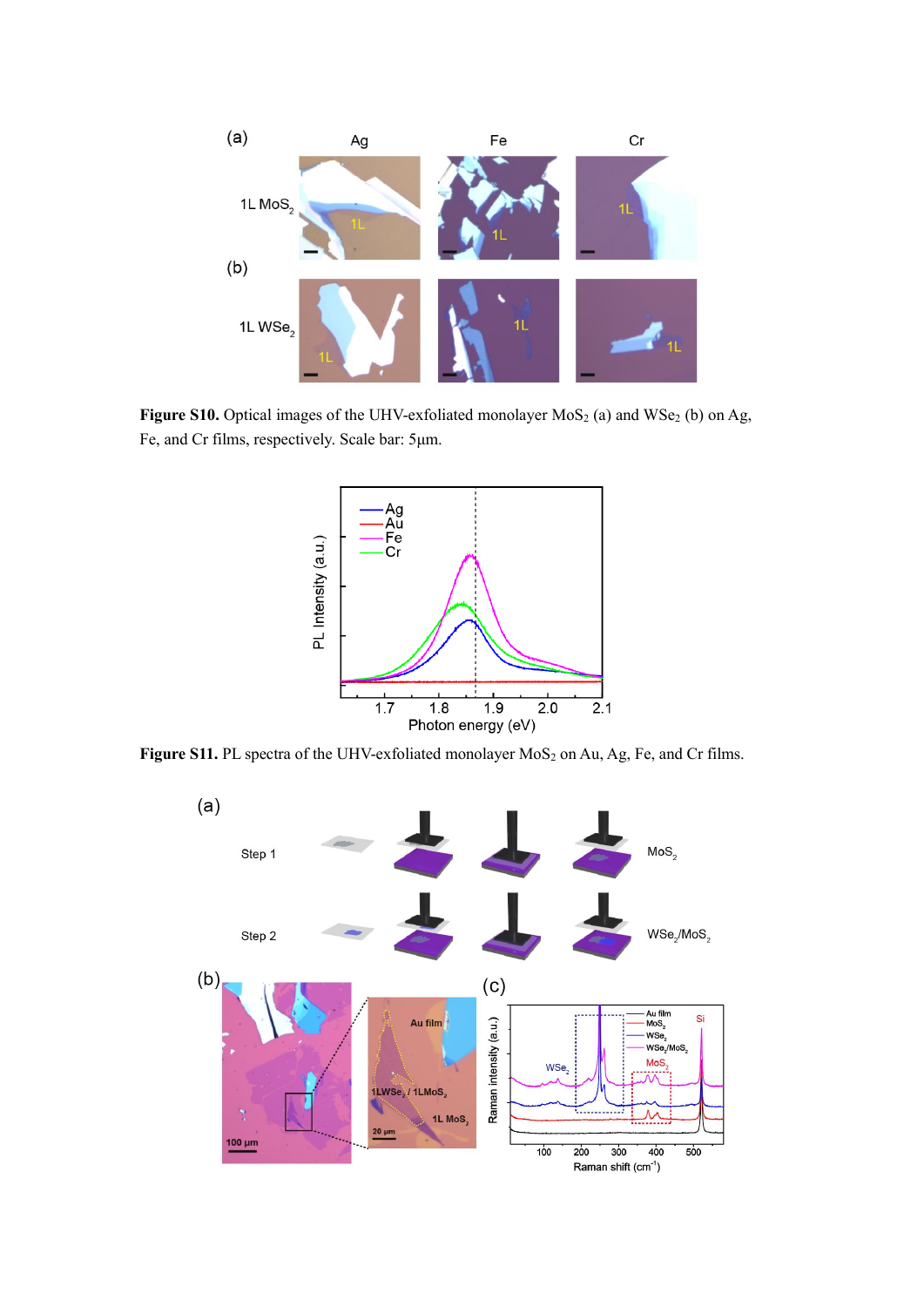**Figure S10.** Optical images of the UHV-exfoliated monolayer $MoS_2$ (a) and $WSe_2$ (b) on Ag, Fe, and Cr films, respectively. Scale bar: 5μm.

**Figure S11.** PL spectra of the UHV-exfoliated monolayer $MoS_2$ on Au, Ag, Fe, and Cr films.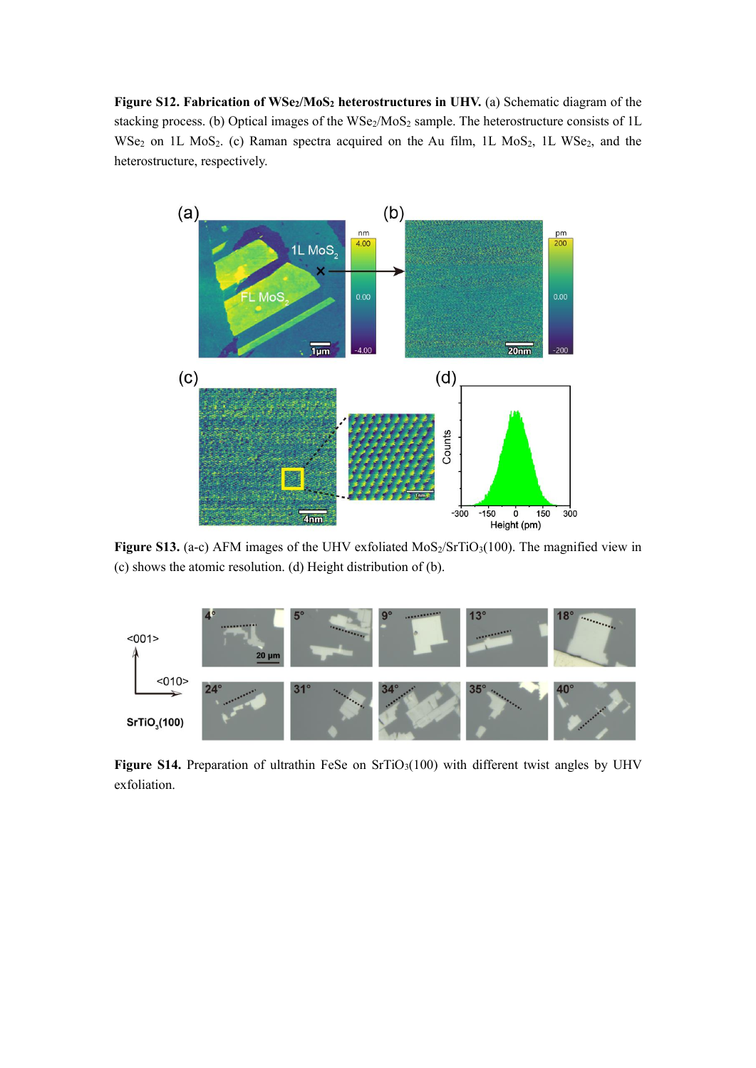**Figure S12. Fabrication of $WSe_2$/$MoS_2$ heterostructures in UHV.** (a) Schematic diagram of the stacking process. (b) Optical images of the $WSe_2$/$MoS_2$ sample. The heterostructure consists of 1L $WSe_2$ on 1L $MoS_2$. (c) Raman spectra acquired on the Au film, 1L $MoS_2$, 1L $WSe_2$, and the heterostructure, respectively.

**Figure S13.** (a-c) AFM images of the UHV exfoliated $MoS_2$/$SrTiO_3$(100). The magnified view in (c) shows the atomic resolution. (d) Height distribution of (b).

**Figure S14.** Preparation of ultrathin FeSe on $SrTiO_3$(100) with different twist angles by UHV exfoliation.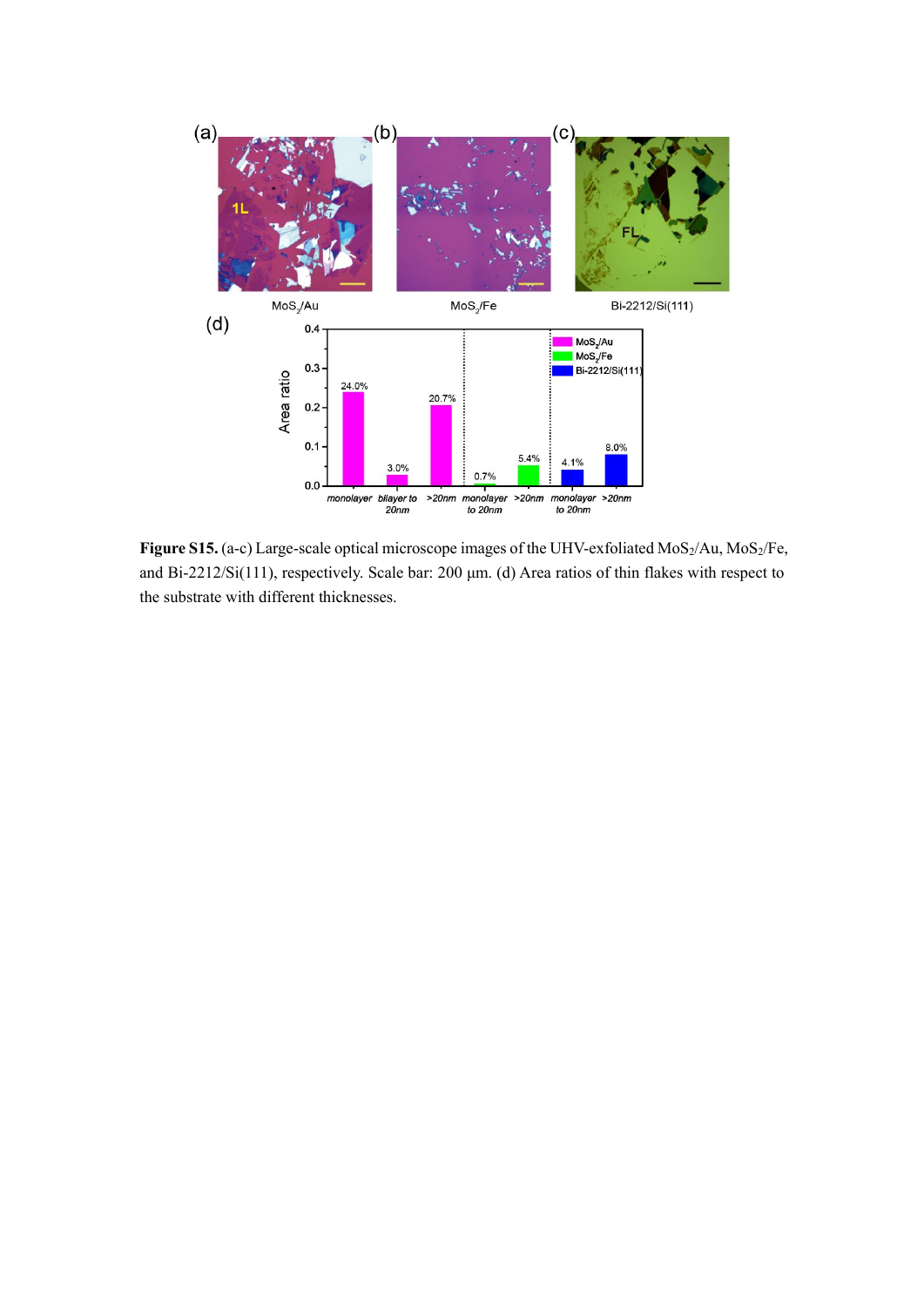(a) (b) (c)

1L

FL

MoS$_2$/Au

MoS$_2$/Fe

Bi-2212/Si(111)

(d)

Area ratio

0.4
0.3
0.2
0.1
0.0

24.0%
3.0%
20.7%
0.7%
5.4%
4.1%
8.0%

monolayer
bilayer to 20nm
>20nm
monolayer to 20nm
>20nm
monolayer to 20nm
>20nm

MoS$_2$/Au
MoS$_2$/Fe
Bi-2212/Si(111)

**Figure S15.** (a-c) Large-scale optical microscope images of the UHV-exfoliated $MoS_2$/Au, $MoS_2$/Fe, and Bi-2212/Si(111), respectively. Scale bar: 200 μm. (d) Area ratios of thin flakes with respect to the substrate with different thicknesses.